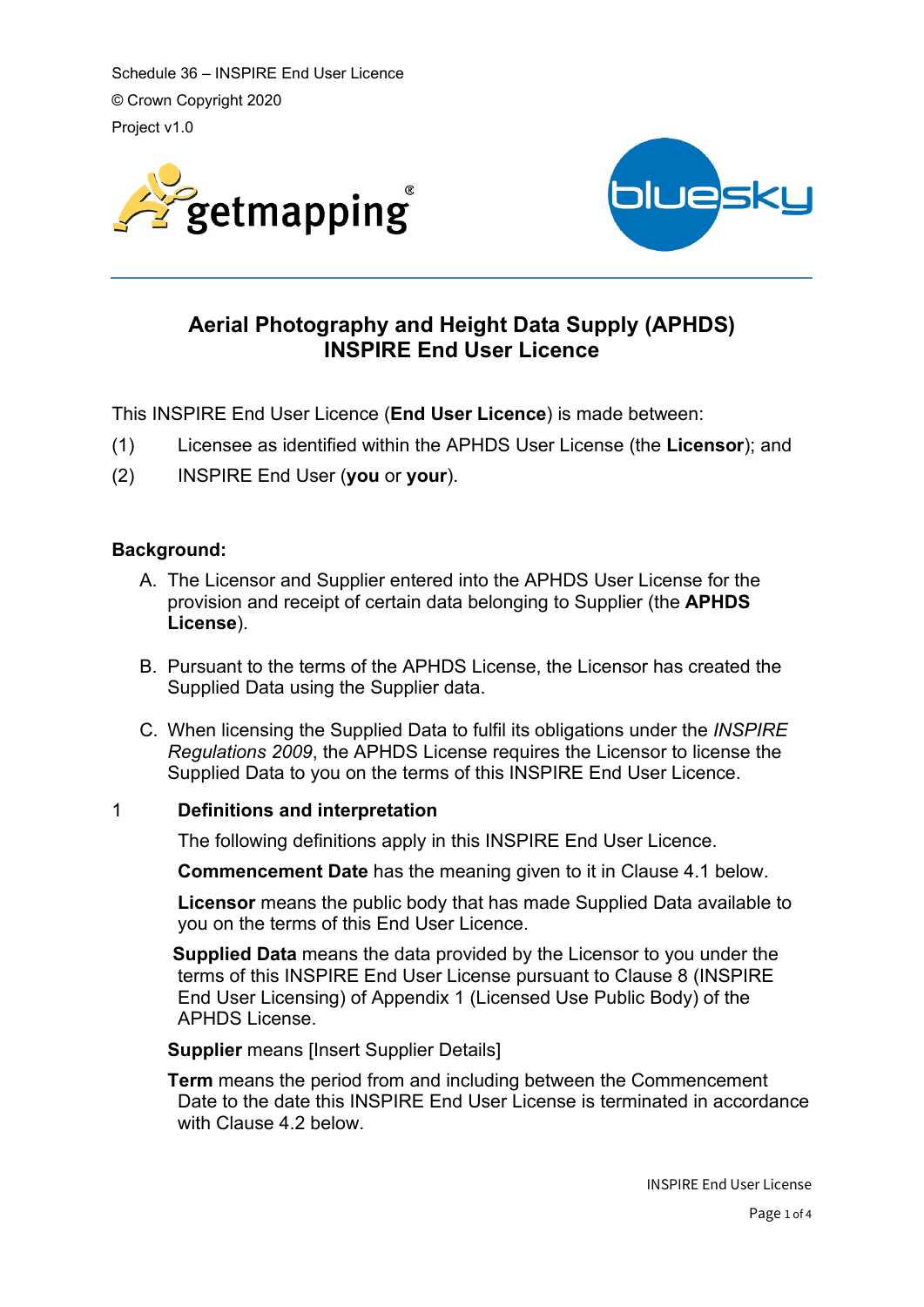Schedule 36 – INSPIRE End User Licence
© Crown Copyright 2020
Project v1.0

# Aerial Photography and Height Data Supply (APHDS) INSPIRE End User Licence

This INSPIRE End User Licence (**End User Licence**) is made between:

(1) Licensee as identified within the APHDS User License (the **Licensor**); and

(2) INSPIRE End User (**you** or **your**).

**Background:**

A. The Licensor and Supplier entered into the APHDS User License for the provision and receipt of certain data belonging to Supplier (the **APHDS License**).

B. Pursuant to the terms of the APHDS License, the Licensor has created the Supplied Data using the Supplier data.

C. When licensing the Supplied Data to fulfil its obligations under the *INSPIRE Regulations 2009*, the APHDS License requires the Licensor to license the Supplied Data to you on the terms of this INSPIRE End User Licence.

## 1 Definitions and interpretation

The following definitions apply in this INSPIRE End User Licence.

**Commencement Date** has the meaning given to it in Clause 4.1 below.

**Licensor** means the public body that has made Supplied Data available to you on the terms of this End User Licence.

**Supplied Data** means the data provided by the Licensor to you under the terms of this INSPIRE End User License pursuant to Clause 8 (INSPIRE End User Licensing) of Appendix 1 (Licensed Use Public Body) of the APHDS License.

**Supplier** means [Insert Supplier Details]

**Term** means the period from and including between the Commencement Date to the date this INSPIRE End User License is terminated in accordance with Clause 4.2 below.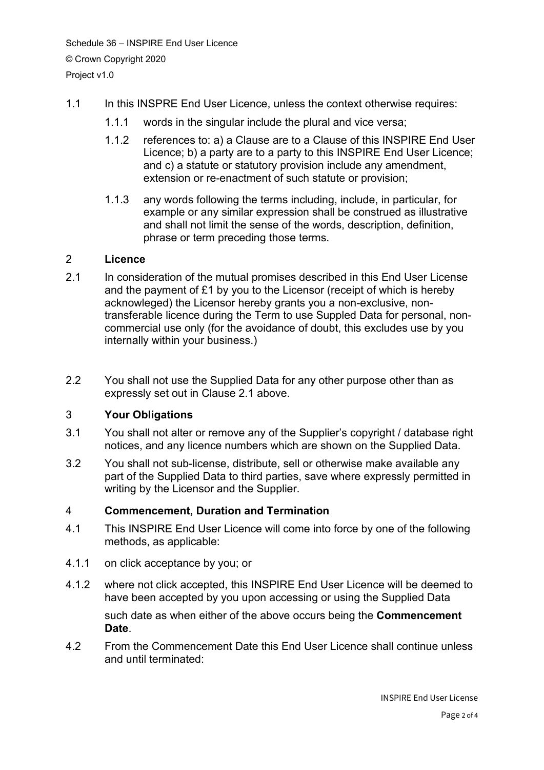1.1 In this INSPRE End User Licence, unless the context otherwise requires:

1.1.1 words in the singular include the plural and vice versa;

1.1.2 references to: a) a Clause are to a Clause of this INSPIRE End User Licence; b) a party are to a party to this INSPIRE End User Licence; and c) a statute or statutory provision include any amendment, extension or re-enactment of such statute or provision;

1.1.3 any words following the terms including, include, in particular, for example or any similar expression shall be construed as illustrative and shall not limit the sense of the words, description, definition, phrase or term preceding those terms.

## 2 Licence

2.1 In consideration of the mutual promises described in this End User License and the payment of £1 by you to the Licensor (receipt of which is hereby acknowleged) the Licensor hereby grants you a non-exclusive, non-transferable licence during the Term to use Suppled Data for personal, non-commercial use only (for the avoidance of doubt, this excludes use by you internally within your business.)

2.2 You shall not use the Supplied Data for any other purpose other than as expressly set out in Clause 2.1 above.

## 3 Your Obligations

3.1 You shall not alter or remove any of the Supplier's copyright / database right notices, and any licence numbers which are shown on the Supplied Data.

3.2 You shall not sub-license, distribute, sell or otherwise make available any part of the Supplied Data to third parties, save where expressly permitted in writing by the Licensor and the Supplier.

## 4 Commencement, Duration and Termination

4.1 This INSPIRE End User Licence will come into force by one of the following methods, as applicable:

4.1.1 on click acceptance by you; or

4.1.2 where not click accepted, this INSPIRE End User Licence will be deemed to have been accepted by you upon accessing or using the Supplied Data

such date as when either of the above occurs being the **Commencement Date**.

4.2 From the Commencement Date this End User Licence shall continue unless and until terminated: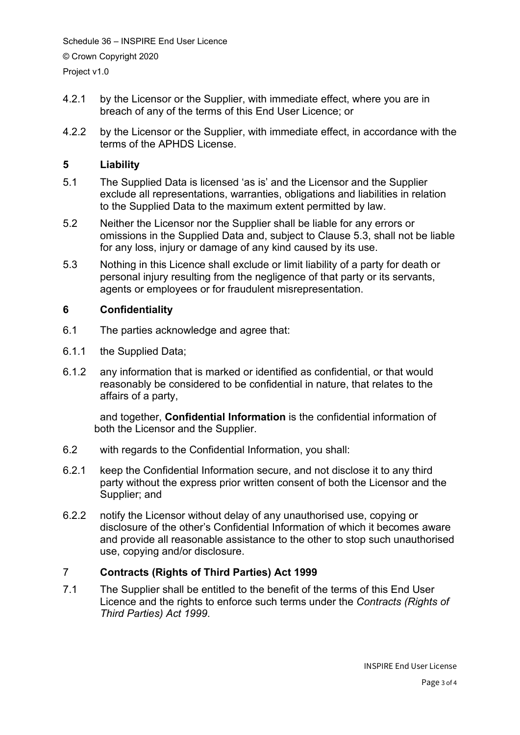4.2.1 by the Licensor or the Supplier, with immediate effect, where you are in breach of any of the terms of this End User Licence; or

4.2.2 by the Licensor or the Supplier, with immediate effect, in accordance with the terms of the APHDS License.

## 5 Liability

5.1 The Supplied Data is licensed 'as is' and the Licensor and the Supplier exclude all representations, warranties, obligations and liabilities in relation to the Supplied Data to the maximum extent permitted by law.

5.2 Neither the Licensor nor the Supplier shall be liable for any errors or omissions in the Supplied Data and, subject to Clause 5.3, shall not be liable for any loss, injury or damage of any kind caused by its use.

5.3 Nothing in this Licence shall exclude or limit liability of a party for death or personal injury resulting from the negligence of that party or its servants, agents or employees or for fraudulent misrepresentation.

## 6 Confidentiality

6.1 The parties acknowledge and agree that:

6.1.1 the Supplied Data;

6.1.2 any information that is marked or identified as confidential, or that would reasonably be considered to be confidential in nature, that relates to the affairs of a party,

and together, **Confidential Information** is the confidential information of both the Licensor and the Supplier.

6.2 with regards to the Confidential Information, you shall:

6.2.1 keep the Confidential Information secure, and not disclose it to any third party without the express prior written consent of both the Licensor and the Supplier; and

6.2.2 notify the Licensor without delay of any unauthorised use, copying or disclosure of the other's Confidential Information of which it becomes aware and provide all reasonable assistance to the other to stop such unauthorised use, copying and/or disclosure.

## 7 Contracts (Rights of Third Parties) Act 1999

7.1 The Supplier shall be entitled to the benefit of the terms of this End User Licence and the rights to enforce such terms under the *Contracts (Rights of Third Parties) Act 1999*.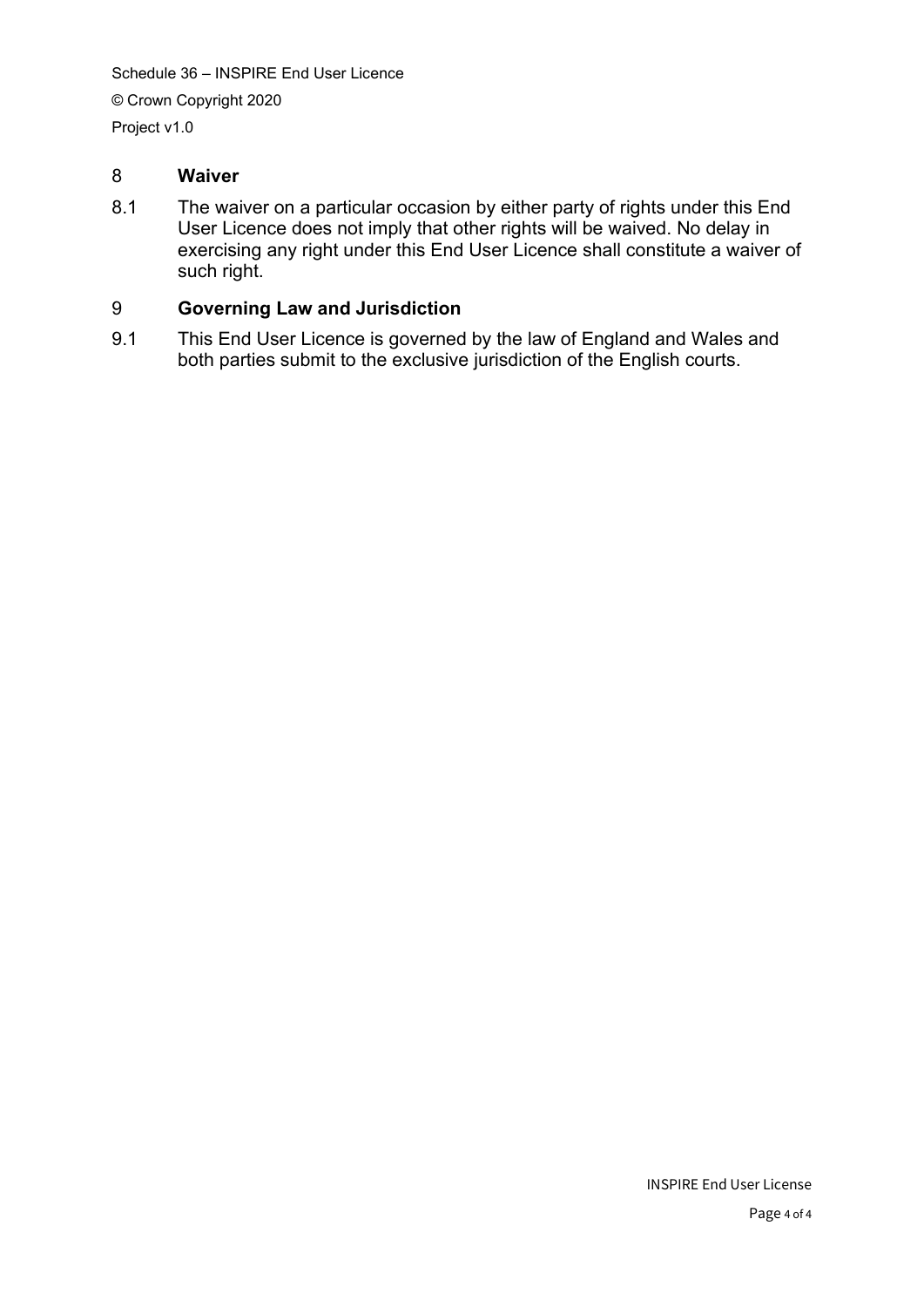## 8 Waiver

8.1 The waiver on a particular occasion by either party of rights under this End User Licence does not imply that other rights will be waived. No delay in exercising any right under this End User Licence shall constitute a waiver of such right.

## 9 Governing Law and Jurisdiction

9.1 This End User Licence is governed by the law of England and Wales and both parties submit to the exclusive jurisdiction of the English courts.